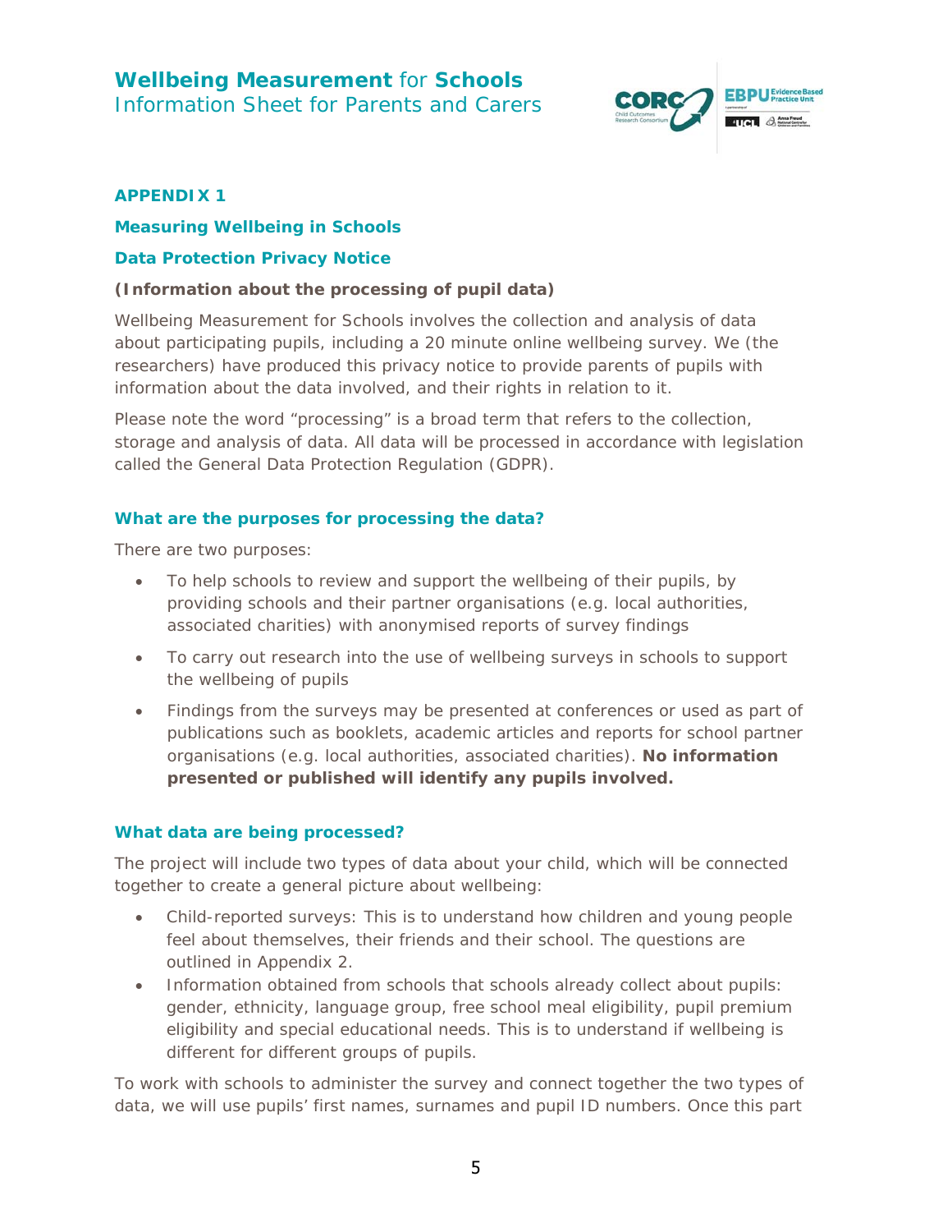# Wellbeing Measurement for Schools

Information Sheet for Parents and Carers

## APPENDIX 1

### Measuring Wellbeing in Schools

### Data Protection Privacy Notice

**(Information about the processing of pupil data)**

Wellbeing Measurement for Schools involves the collection and analysis of data about participating pupils, including a 20 minute online wellbeing survey. We (the researchers) have produced this privacy notice to provide parents of pupils with information about the data involved, and their rights in relation to it.

Please note the word "processing" is a broad term that refers to the collection, storage and analysis of data. All data will be processed in accordance with legislation called the General Data Protection Regulation (GDPR).

### What are the purposes for processing the data?

There are two purposes:

- To help schools to review and support the wellbeing of their pupils, by providing schools and their partner organisations (e.g. local authorities, associated charities) with anonymised reports of survey findings
- To carry out research into the use of wellbeing surveys in schools to support the wellbeing of pupils
- Findings from the surveys may be presented at conferences or used as part of publications such as booklets, academic articles and reports for school partner organisations (e.g. local authorities, associated charities). **No information presented or published will identify any pupils involved.**

### What data are being processed?

The project will include two types of data about your child, which will be connected together to create a general picture about wellbeing:

- Child-reported surveys: This is to understand how children and young people feel about themselves, their friends and their school. The questions are outlined in Appendix 2.
- Information obtained from schools that schools already collect about pupils: gender, ethnicity, language group, free school meal eligibility, pupil premium eligibility and special educational needs. This is to understand if wellbeing is different for different groups of pupils.

To work with schools to administer the survey and connect together the two types of data, we will use pupils' first names, surnames and pupil ID numbers. Once this part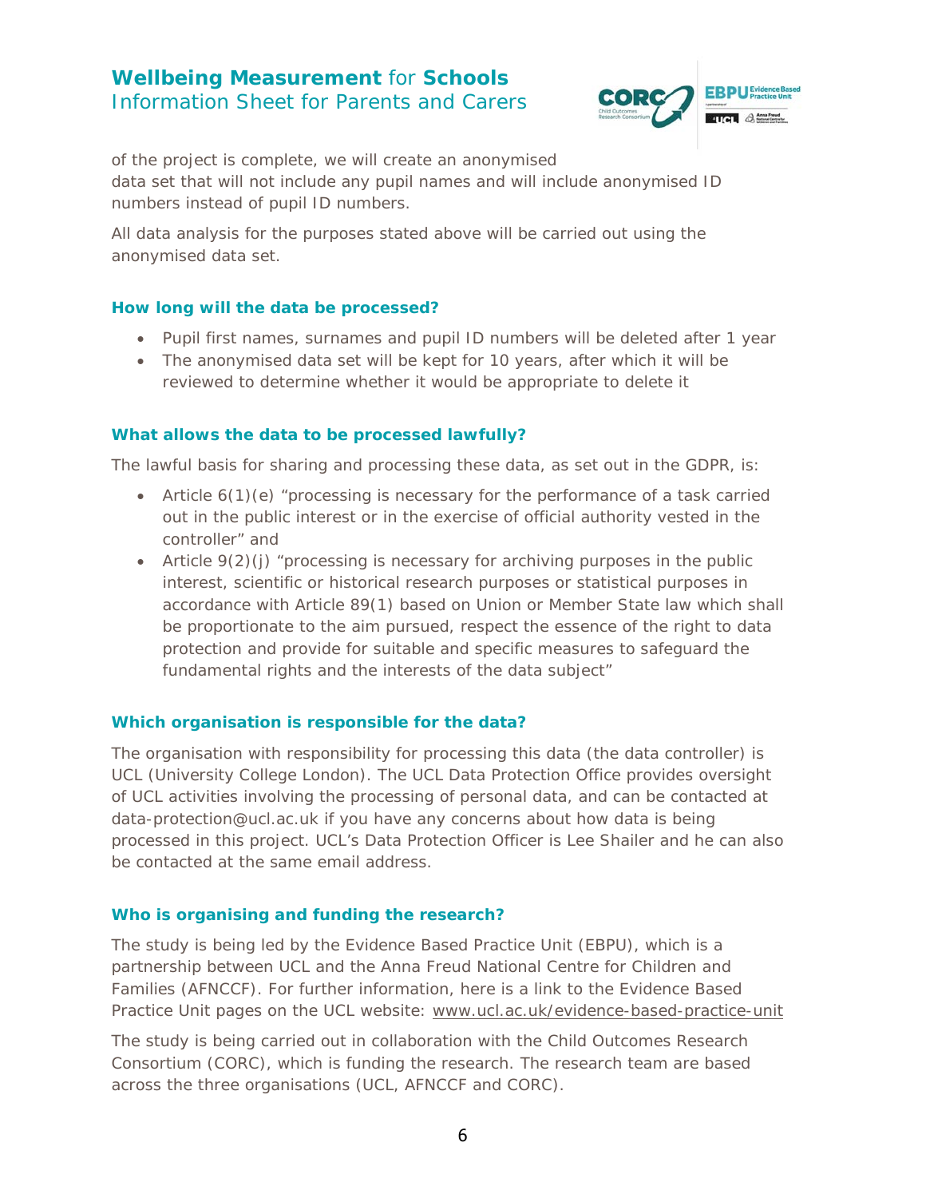of the project is complete, we will create an anonymised data set that will not include any pupil names and will include anonymised ID numbers instead of pupil ID numbers.

All data analysis for the purposes stated above will be carried out using the anonymised data set.

### How long will the data be processed?

- Pupil first names, surnames and pupil ID numbers will be deleted after 1 year
- The anonymised data set will be kept for 10 years, after which it will be reviewed to determine whether it would be appropriate to delete it

### What allows the data to be processed lawfully?

The lawful basis for sharing and processing these data, as set out in the GDPR, is:

- Article 6(1)(e) "processing is necessary for the performance of a task carried out in the public interest or in the exercise of official authority vested in the controller" and
- Article 9(2)(j) "processing is necessary for archiving purposes in the public interest, scientific or historical research purposes or statistical purposes in accordance with Article 89(1) based on Union or Member State law which shall be proportionate to the aim pursued, respect the essence of the right to data protection and provide for suitable and specific measures to safeguard the fundamental rights and the interests of the data subject"

### Which organisation is responsible for the data?

The organisation with responsibility for processing this data (the data controller) is UCL (University College London). The UCL Data Protection Office provides oversight of UCL activities involving the processing of personal data, and can be contacted at data-protection@ucl.ac.uk if you have any concerns about how data is being processed in this project. UCL's Data Protection Officer is Lee Shailer and he can also be contacted at the same email address.

### Who is organising and funding the research?

The study is being led by the Evidence Based Practice Unit (EBPU), which is a partnership between UCL and the Anna Freud National Centre for Children and Families (AFNCCF). For further information, here is a link to the Evidence Based Practice Unit pages on the UCL website: www.ucl.ac.uk/evidence-based-practice-unit

The study is being carried out in collaboration with the Child Outcomes Research Consortium (CORC), which is funding the research. The research team are based across the three organisations (UCL, AFNCCF and CORC).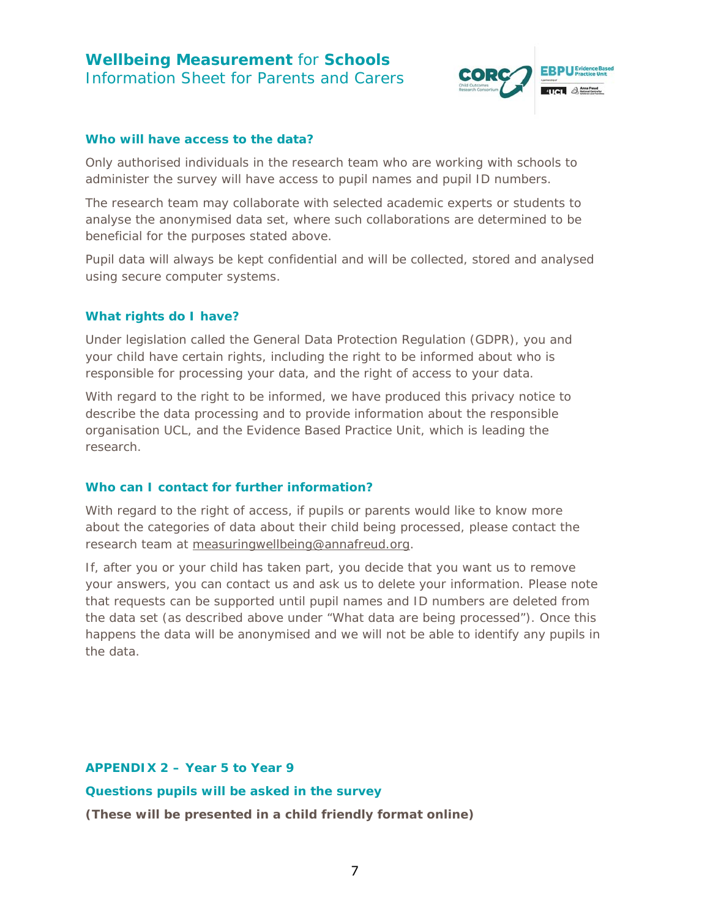### Who will have access to the data?

Only authorised individuals in the research team who are working with schools to administer the survey will have access to pupil names and pupil ID numbers.

The research team may collaborate with selected academic experts or students to analyse the anonymised data set, where such collaborations are determined to be beneficial for the purposes stated above.

Pupil data will always be kept confidential and will be collected, stored and analysed using secure computer systems.

### What rights do I have?

Under legislation called the General Data Protection Regulation (GDPR), you and your child have certain rights, including the right to be informed about who is responsible for processing your data, and the right of access to your data.

With regard to the right to be informed, we have produced this privacy notice to describe the data processing and to provide information about the responsible organisation UCL, and the Evidence Based Practice Unit, which is leading the research.

### Who can I contact for further information?

With regard to the right of access, if pupils or parents would like to know more about the categories of data about their child being processed, please contact the research team at measuringwellbeing@annafreud.org.

If, after you or your child has taken part, you decide that you want us to remove your answers, you can contact us and ask us to delete your information. Please note that requests can be supported until pupil names and ID numbers are deleted from the data set (as described above under "What data are being processed"). Once this happens the data will be anonymised and we will not be able to identify any pupils in the data.

## APPENDIX 2 – Year 5 to Year 9

### Questions pupils will be asked in the survey

**(These will be presented in a child friendly format online)**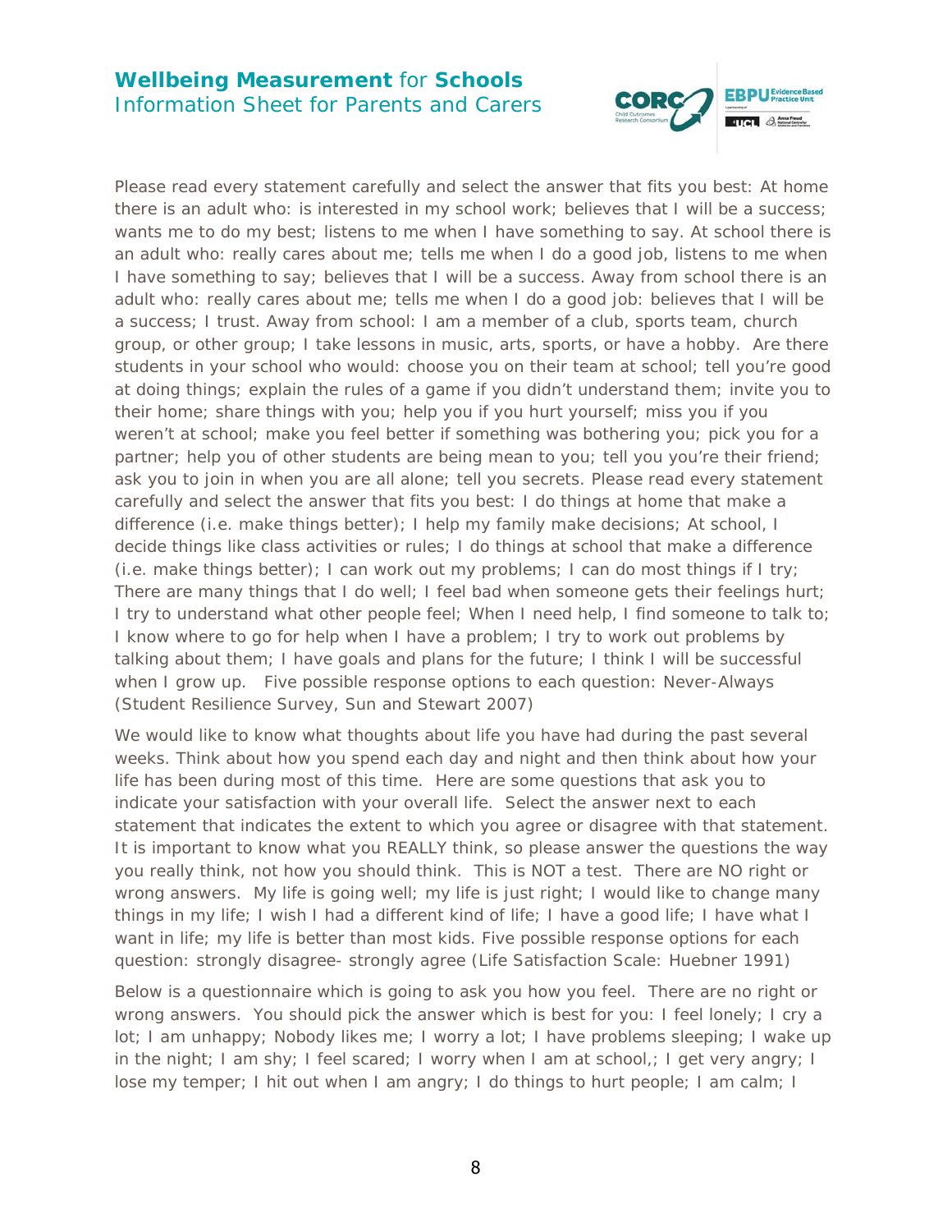Please read every statement carefully and select the answer that fits you best: At home there is an adult who: is interested in my school work; believes that I will be a success; wants me to do my best; listens to me when I have something to say. At school there is an adult who: really cares about me; tells me when I do a good job, listens to me when I have something to say; believes that I will be a success. Away from school there is an adult who: really cares about me; tells me when I do a good job: believes that I will be a success; I trust. Away from school: I am a member of a club, sports team, church group, or other group; I take lessons in music, arts, sports, or have a hobby. Are there students in your school who would: choose you on their team at school; tell you're good at doing things; explain the rules of a game if you didn't understand them; invite you to their home; share things with you; help you if you hurt yourself; miss you if you weren't at school; make you feel better if something was bothering you; pick you for a partner; help you of other students are being mean to you; tell you you're their friend; ask you to join in when you are all alone; tell you secrets. Please read every statement carefully and select the answer that fits you best: I do things at home that make a difference (i.e. make things better); I help my family make decisions; At school, I decide things like class activities or rules; I do things at school that make a difference (i.e. make things better); I can work out my problems; I can do most things if I try; There are many things that I do well; I feel bad when someone gets their feelings hurt; I try to understand what other people feel; When I need help, I find someone to talk to; I know where to go for help when I have a problem; I try to work out problems by talking about them; I have goals and plans for the future; I think I will be successful when I grow up. Five possible response options to each question: Never-Always (Student Resilience Survey, Sun and Stewart 2007)

We would like to know what thoughts about life you have had during the past several weeks. Think about how you spend each day and night and then think about how your life has been during most of this time. Here are some questions that ask you to indicate your satisfaction with your overall life. Select the answer next to each statement that indicates the extent to which you agree or disagree with that statement. It is important to know what you REALLY think, so please answer the questions the way you really think, not how you should think. This is NOT a test. There are NO right or wrong answers. My life is going well; my life is just right; I would like to change many things in my life; I wish I had a different kind of life; I have a good life; I have what I want in life; my life is better than most kids. Five possible response options for each question: strongly disagree- strongly agree (Life Satisfaction Scale: Huebner 1991)

Below is a questionnaire which is going to ask you how you feel. There are no right or wrong answers. You should pick the answer which is best for you: I feel lonely; I cry a lot; I am unhappy; Nobody likes me; I worry a lot; I have problems sleeping; I wake up in the night; I am shy; I feel scared; I worry when I am at school,; I get very angry; I lose my temper; I hit out when I am angry; I do things to hurt people; I am calm; I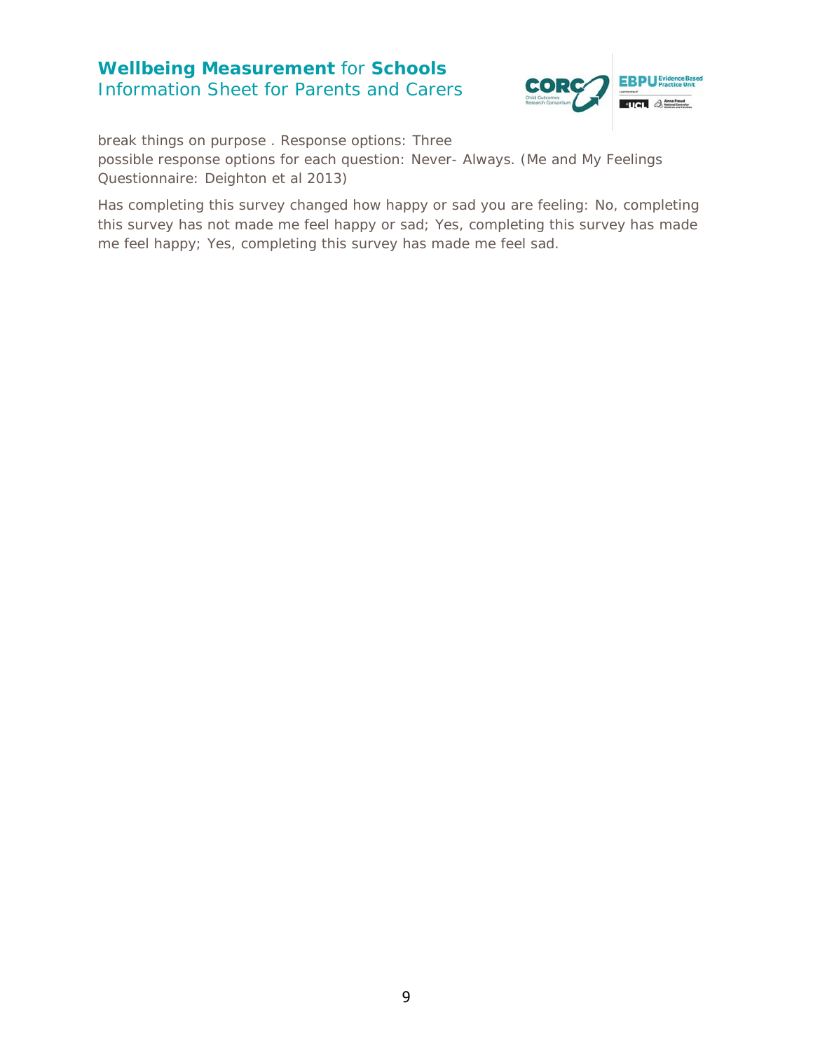break things on purpose . Response options: Three possible response options for each question: Never- Always. (Me and My Feelings Questionnaire: Deighton et al 2013)

Has completing this survey changed how happy or sad you are feeling: No, completing this survey has not made me feel happy or sad; Yes, completing this survey has made me feel happy; Yes, completing this survey has made me feel sad.